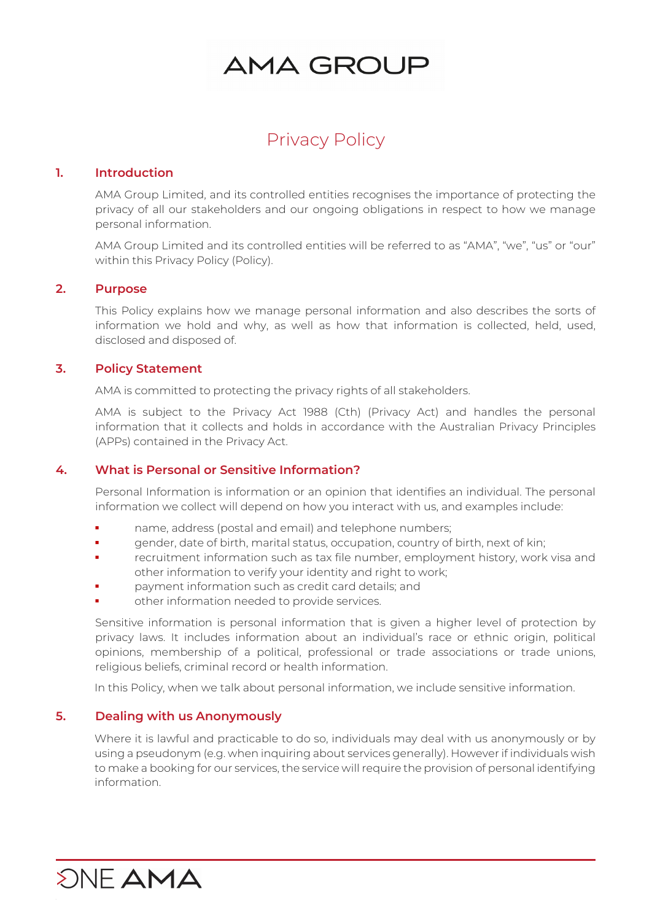# AMA GROUP

## Privacy Policy

### 1. Introduction

AMA Group Limited, and its controlled entities recognises the importance of protecting the privacy of all our stakeholders and our ongoing obligations in respect to how we manage personal information.

AMA Group Limited and its controlled entities will be referred to as "AMA", "we", "us" or "our" within this Privacy Policy (Policy).

### 2. Purpose

This Policy explains how we manage personal information and also describes the sorts of information we hold and why, as well as how that information is collected, held, used, disclosed and disposed of.

### 3. Policy Statement

AMA is committed to protecting the privacy rights of all stakeholders.

AMA is subject to the Privacy Act 1988 (Cth) (Privacy Act) and handles the personal information that it collects and holds in accordance with the Australian Privacy Principles (APPs) contained in the Privacy Act.

### 4. What is Personal or Sensitive Information?

Personal Information is information or an opinion that identifies an individual. The personal information we collect will depend on how you interact with us, and examples include:

- name, address (postal and email) and telephone numbers;
- gender, date of birth, marital status, occupation, country of birth, next of kin;
- recruitment information such as tax file number, employment history, work visa and other information to verify your identity and right to work;
- payment information such as credit card details; and
- other information needed to provide services.

Sensitive information is personal information that is given a higher level of protection by privacy laws. It includes information about an individual's race or ethnic origin, political opinions, membership of a political, professional or trade associations or trade unions, religious beliefs, criminal record or health information.

In this Policy, when we talk about personal information, we include sensitive information.

### 5. Dealing with us Anonymously

Where it is lawful and practicable to do so, individuals may deal with us anonymously or by using a pseudonym (e.g. when inquiring about services generally). However if individuals wish to make a booking for our services, the service will require the provision of personal identifying information.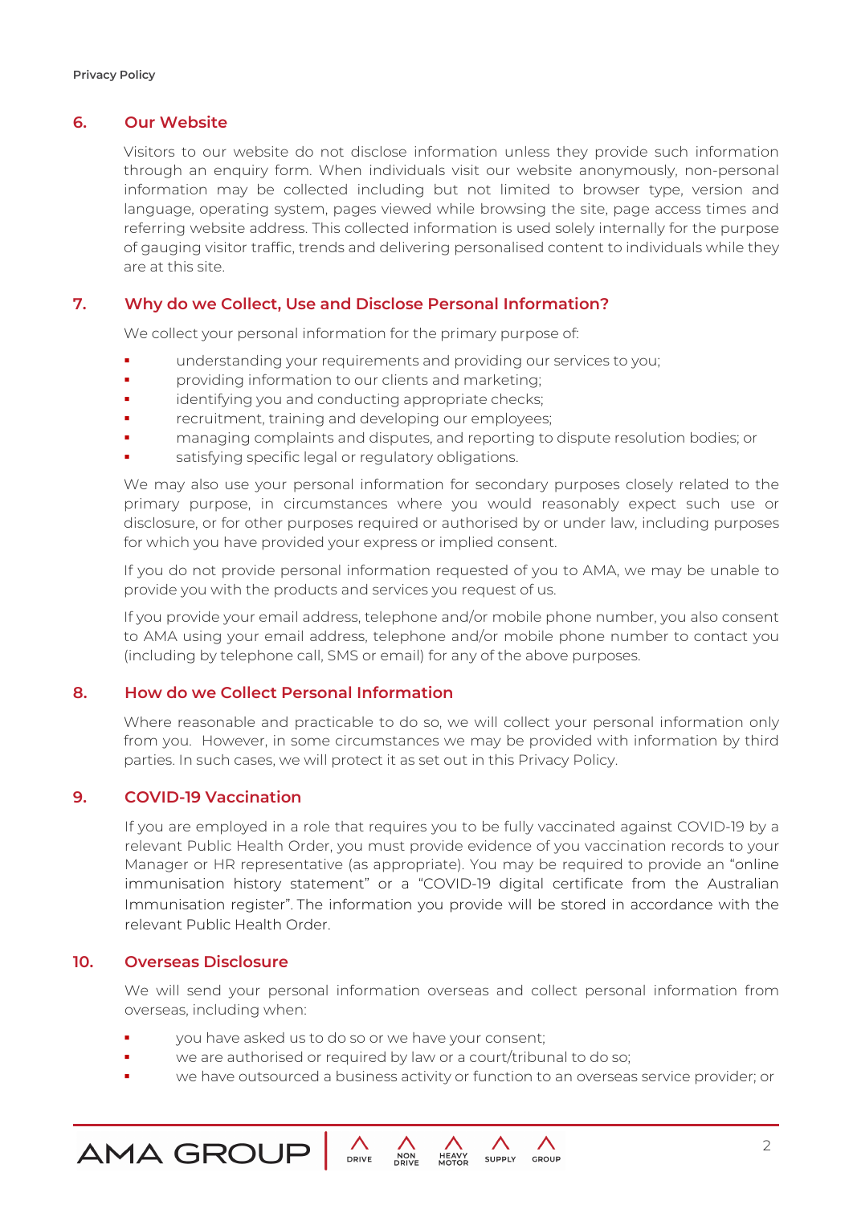## 6. Our Website

Visitors to our website do not disclose information unless they provide such information through an enquiry form. When individuals visit our website anonymously, non-personal information may be collected including but not limited to browser type, version and language, operating system, pages viewed while browsing the site, page access times and referring website address. This collected information is used solely internally for the purpose of gauging visitor traffic, trends and delivering personalised content to individuals while they are at this site.

## 7. Why do we Collect, Use and Disclose Personal Information?

We collect your personal information for the primary purpose of:

- understanding your requirements and providing our services to you;
- providing information to our clients and marketing;
- identifying you and conducting appropriate checks;
- recruitment, training and developing our employees;
- managing complaints and disputes, and reporting to dispute resolution bodies; or
- satisfying specific legal or regulatory obligations.

We may also use your personal information for secondary purposes closely related to the primary purpose, in circumstances where you would reasonably expect such use or disclosure, or for other purposes required or authorised by or under law, including purposes for which you have provided your express or implied consent.

If you do not provide personal information requested of you to AMA, we may be unable to provide you with the products and services you request of us.

If you provide your email address, telephone and/or mobile phone number, you also consent to AMA using your email address, telephone and/or mobile phone number to contact you (including by telephone call, SMS or email) for any of the above purposes.

## 8. How do we Collect Personal Information

Where reasonable and practicable to do so, we will collect your personal information only from you. However, in some circumstances we may be provided with information by third parties. In such cases, we will protect it as set out in this Privacy Policy.

## 9. COVID-19 Vaccination

If you are employed in a role that requires you to be fully vaccinated against COVID-19 by a relevant Public Health Order, you must provide evidence of you vaccination records to your Manager or HR representative (as appropriate). You may be required to provide an "online immunisation history statement" or a "COVID-19 digital certificate from the Australian Immunisation register". The information you provide will be stored in accordance with the relevant Public Health Order.

## 10. Overseas Disclosure

We will send your personal information overseas and collect personal information from overseas, including when:

- you have asked us to do so or we have your consent;
- we are authorised or required by law or a court/tribunal to do so;
- we have outsourced a business activity or function to an overseas service provider; or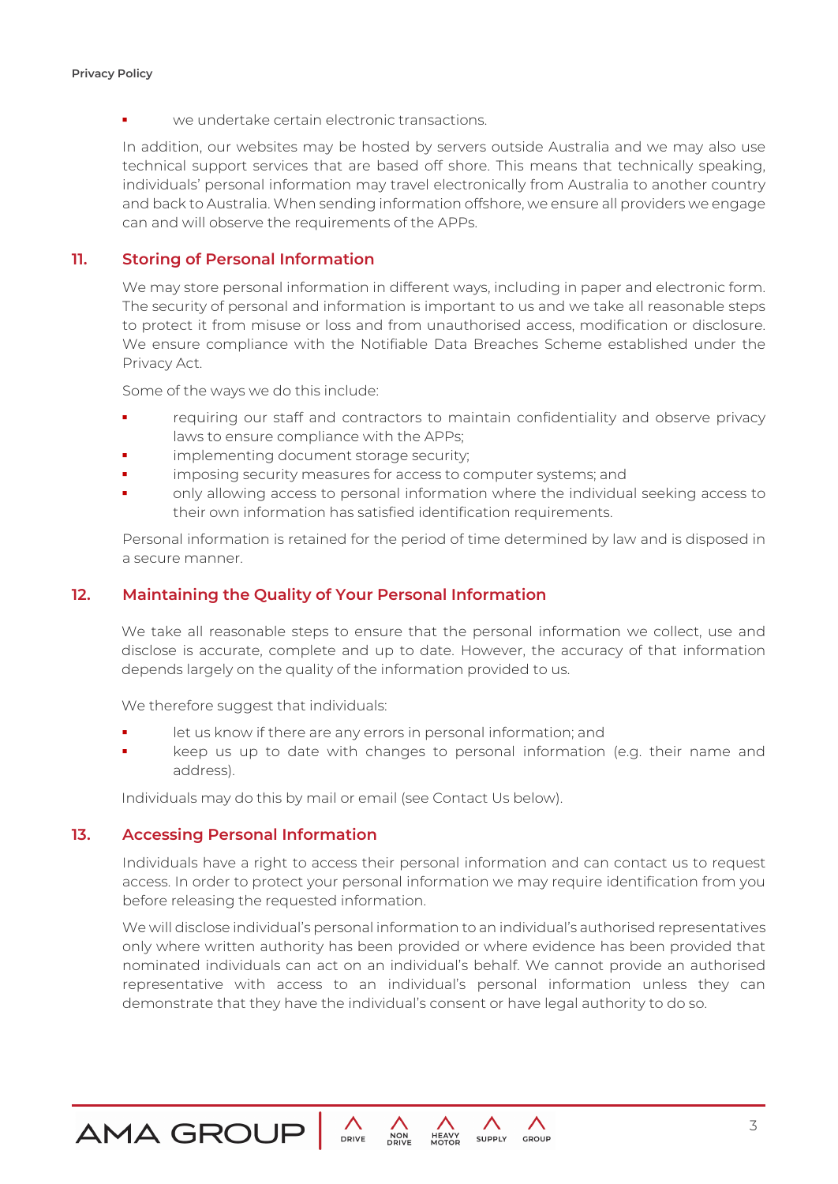- we undertake certain electronic transactions.

In addition, our websites may be hosted by servers outside Australia and we may also use technical support services that are based off shore. This means that technically speaking, individuals' personal information may travel electronically from Australia to another country and back to Australia. When sending information offshore, we ensure all providers we engage can and will observe the requirements of the APPs.

## 11. Storing of Personal Information

We may store personal information in different ways, including in paper and electronic form. The security of personal and information is important to us and we take all reasonable steps to protect it from misuse or loss and from unauthorised access, modification or disclosure. We ensure compliance with the Notifiable Data Breaches Scheme established under the Privacy Act.

Some of the ways we do this include:

- requiring our staff and contractors to maintain confidentiality and observe privacy laws to ensure compliance with the APPs;
- implementing document storage security;
- imposing security measures for access to computer systems; and
- only allowing access to personal information where the individual seeking access to their own information has satisfied identification requirements.

Personal information is retained for the period of time determined by law and is disposed in a secure manner.

## 12. Maintaining the Quality of Your Personal Information

We take all reasonable steps to ensure that the personal information we collect, use and disclose is accurate, complete and up to date. However, the accuracy of that information depends largely on the quality of the information provided to us.

We therefore suggest that individuals:

- let us know if there are any errors in personal information; and
- keep us up to date with changes to personal information (e.g. their name and address).

Individuals may do this by mail or email (see Contact Us below).

## 13. Accessing Personal Information

Individuals have a right to access their personal information and can contact us to request access. In order to protect your personal information we may require identification from you before releasing the requested information.

We will disclose individual's personal information to an individual's authorised representatives only where written authority has been provided or where evidence has been provided that nominated individuals can act on an individual's behalf. We cannot provide an authorised representative with access to an individual's personal information unless they can demonstrate that they have the individual's consent or have legal authority to do so.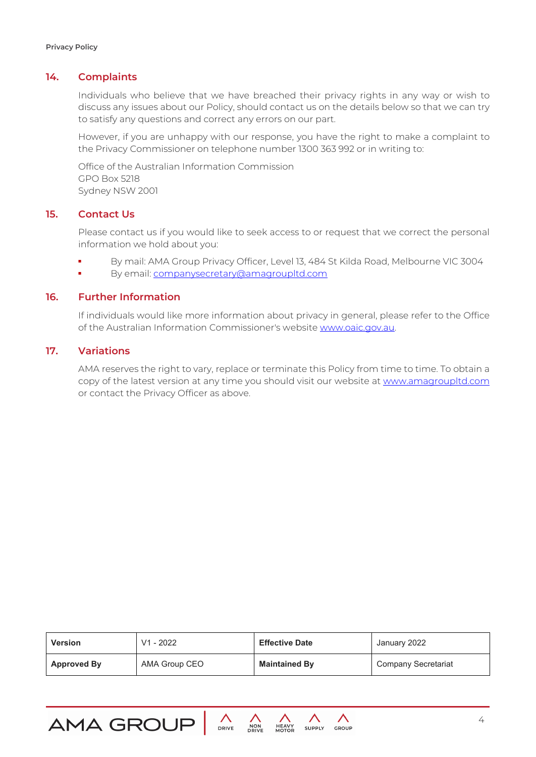## 14. Complaints

Individuals who believe that we have breached their privacy rights in any way or wish to discuss any issues about our Policy, should contact us on the details below so that we can try to satisfy any questions and correct any errors on our part.

However, if you are unhappy with our response, you have the right to make a complaint to the Privacy Commissioner on telephone number 1300 363 992 or in writing to:

Office of the Australian Information Commission
GPO Box 5218
Sydney NSW 2001

## 15. Contact Us

Please contact us if you would like to seek access to or request that we correct the personal information we hold about you:

- By mail: AMA Group Privacy Officer, Level 13, 484 St Kilda Road, Melbourne VIC 3004
- By email: companysecretary@amagroupltd.com

## 16. Further Information

If individuals would like more information about privacy in general, please refer to the Office of the Australian Information Commissioner's website www.oaic.gov.au.

## 17. Variations

AMA reserves the right to vary, replace or terminate this Policy from time to time. To obtain a copy of the latest version at any time you should visit our website at www.amagroupltd.com or contact the Privacy Officer as above.

| | | | |
|---|---|---|---|
| **Version** | V1 - 2022 | **Effective Date** | January 2022 |
| **Approved By** | AMA Group CEO | **Maintained By** | Company Secretariat |